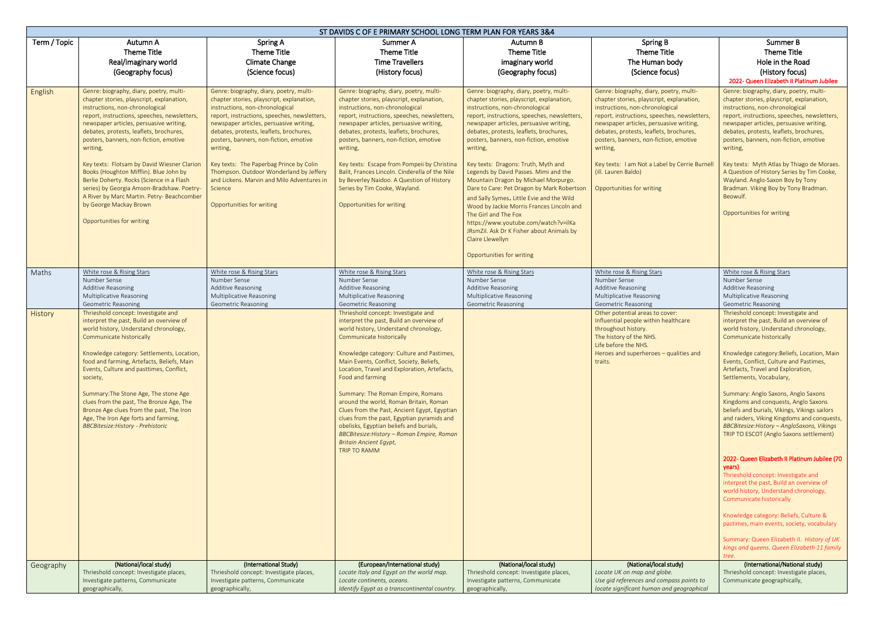## ST DAVIDS C OF E PRIMARY SCHOOL LONG TERM PLAN FOR YEARS 3&4

| Term / Topic | Autumn A<br>Theme Title<br>Real/imaginary world<br>(Geography focus) | Spring A<br>Theme Title<br>Climate Change<br>(Science focus) | Summer A<br>Theme Title<br>Time Travellers<br>(History focus) | Autumn B<br>Theme Title<br>imaginary world<br>(Geography focus) | Spring B<br>Theme Title<br>The Human body<br>(Science focus) | Summer B<br>Theme Title<br>Hole in the Road<br>(History focus)<br>2022- Queen Elizabeth II Platinum Jubilee |
|---|---|---|---|---|---|---|
| English | Genre: biography, diary, poetry, multi-chapter stories, playscript, explanation, instructions, non-chronological report, instructions, speeches, newsletters, newspaper articles, persuasive writing, debates, protests, leaflets, brochures, posters, banners, non-fiction, emotive writing,<br><br>Key texts: Flotsam by David Wiesner Clarion Books (Houghton Mifflin). Blue John by Berlie Doherty. Rocks (Science in a Flash series) by Georgia Amson-Bradshaw. Poetry- A River by Marc Martin. Petry- Beachcomber by George Mackay Brown<br><br>Opportunities for writing | Genre: biography, diary, poetry, multi-chapter stories, playscript, explanation, instructions, non-chronological report, instructions, speeches, newsletters, newspaper articles, persuasive writing, debates, protests, leaflets, brochures, posters, banners, non-fiction, emotive writing,<br><br>Key texts: The Paperbag Prince by Colin Thompson. Outdoor Wonderland by Jeffery and Lickens. Marvin and Milo Adventures in Science<br><br>Opportunities for writing | Genre: biography, diary, poetry, multi-chapter stories, playscript, explanation, instructions, non-chronological report, instructions, speeches, newsletters, newspaper articles, persuasive writing, debates, protests, leaflets, brochures, posters, banners, non-fiction, emotive writing,<br><br>Key texts: Escape from Pompeii by Christina Balit, Frances Lincoln. Cinderella of the Nile by Beverley Naidoo. A Question of History Series by Tim Cooke, Wayland.<br><br>Opportunities for writing | Genre: biography, diary, poetry, multi-chapter stories, playscript, explanation, instructions, non-chronological report, instructions, speeches, newsletters, newspaper articles, persuasive writing, debates, protests, leaflets, brochures, posters, banners, non-fiction, emotive writing,<br><br>Key texts: Dragons: Truth, Myth and Legends by David Passes. Mimi and the Mountain Dragon by Michael Morpurgo. Dare to Care: Pet Dragon by Mark Robertson and Sally Symes. Little Evie and the Wild Wood by Jackie Morris Frances Lincoln and The Girl and The Fox https://www.youtube.com/watch?v=ilKaJRsmZil. Ask Dr K Fisher about Animals by Claire Llewellyn<br><br>Opportunities for writing | Genre: biography, diary, poetry, multi-chapter stories, playscript, explanation, instructions, non-chronological report, instructions, speeches, newsletters, newspaper articles, persuasive writing, debates, protests, leaflets, brochures, posters, banners, non-fiction, emotive writing,<br><br>Key texts: I am Not a Label by Cerrie Burnell (ill. Lauren Baldo)<br><br>Opportunities for writing | Genre: biography, diary, poetry, multi-chapter stories, playscript, explanation, instructions, non-chronological report, instructions, speeches, newsletters, newspaper articles, persuasive writing, debates, protests, leaflets, brochures, posters, banners, non-fiction, emotive writing,<br><br>Key texts: Myth Atlas by Thiago de Moraes. A Question of History Series by Tim Cooke, Wayland. Anglo-Saxon Boy by Tony Bradman. Viking Boy by Tony Bradman. Beowulf.<br><br>Opportunities for writing |
| Maths | White rose & Rising Stars<br>Number Sense<br>Additive Reasoning<br>Multiplicative Reasoning<br>Geometric Reasoning | White rose & Rising Stars<br>Number Sense<br>Additive Reasoning<br>Multiplicative Reasoning<br>Geometric Reasoning | White rose & Rising Stars<br>Number Sense<br>Additive Reasoning<br>Multiplicative Reasoning<br>Geometric Reasoning | White rose & Rising Stars<br>Number Sense<br>Additive Reasoning<br>Multiplicative Reasoning<br>Geometric Reasoning | White rose & Rising Stars<br>Number Sense<br>Additive Reasoning<br>Multiplicative Reasoning<br>Geometric Reasoning | White rose & Rising Stars<br>Number Sense<br>Additive Reasoning<br>Multiplicative Reasoning<br>Geometric Reasoning |
| History | Thieshold concept: Investigate and interpret the past, Build an overview of world history, Understand chronology, Communicate historically<br><br>Knowledge category: Settlements, Location, food and farming, Artefacts, Beliefs, Main Events, Culture and pasttimes, Conflict, society,<br><br>Summary:The Stone Age, The stone Age clues from the past, The Bronze Age, The Bronze Age clues from the past, The Iron Age, The Iron Age forts and farming, *BBCBitesize:History - Prehistoric* | | Thieshold concept: Investigate and interpret the past, Build an overview of world history, Understand chronology, Communicate historically<br><br>Knowledge category: Culture and Pastimes, Main Events, Conflict, Society, Beliefs, Location, Travel and Exploration, Artefacts, Food and farming<br><br>Summary: The Roman Empire, Romans around the world, Roman Britain, Roman Clues from the Past, Ancient Egypt, Egyptian clues from the past, Egyptian pyramids and obelisks, Egyptian beliefs and burials, *BBCBitesize:History – Roman Empire, Roman Britain Ancient Egypt,*<br>TRIP TO RAMM | | Other potential areas to cover:<br>Influential people within healthcare throughout history.<br>The history of the NHS.<br>Life before the NHS.<br>Heroes and superheroes – qualities and traits. | Thieshold concept: Investigate and interpret the past, Build an overview of world history, Understand chronology, Communicate historically<br><br>Knowledge category:Beliefs, Location, Main Events, Conflict, Culture and Pastimes, Artefacts, Travel and Exploration, Settlements, Vocabulary,<br><br>Summary: Anglo Saxons, Anglo Saxons Kingdoms and conquests, Anglo Saxons beliefs and burials, Vikings, Vikings sailors and raiders, Viking Kingdoms and conquests, *BBCBitesize:History – AngloSaxons, Vikings*<br>TRIP TO ESCOT (Anglo Saxons settlement)<br><br>**2022- Queen Elizabeth II Platinum Jubilee (70 years)**<br>Thieshold concept: Investigate and interpret the past, Build an overview of world history, Understand chronology, Communicate historically<br><br>Knowledge category: Beliefs, Culture & pastimes, main events, society, vocabulary<br><br>Summary: Queen Elizabeth II. *History of UK kings and queens. Queen Elizabeth 11 family tree.* |
| Geography | **(National/local study)**<br>Thrieshold concept: Investigate places, Investigate patterns, Communicate geographically, | **(International Study)**<br>Thrieshold concept: Investigate places, Investigate patterns, Communicate geographically, | **(European/International study)**<br>*Locate Italy and Egypt on the world map.*<br>*Locate continents, oceans.*<br>*Identify Egypt as a transcontinental country.* | **(National/local study)**<br>Thrieshold concept: Investigate places, Investigate patterns, Communicate geographically, | **(National/local study)**<br>*Locate UK on map and globe.*<br>*Use gid references and compass points to locate significant human and geographical* | **(International/National study)**<br>Thrieshold concept: Investigate places, Communicate geographically, |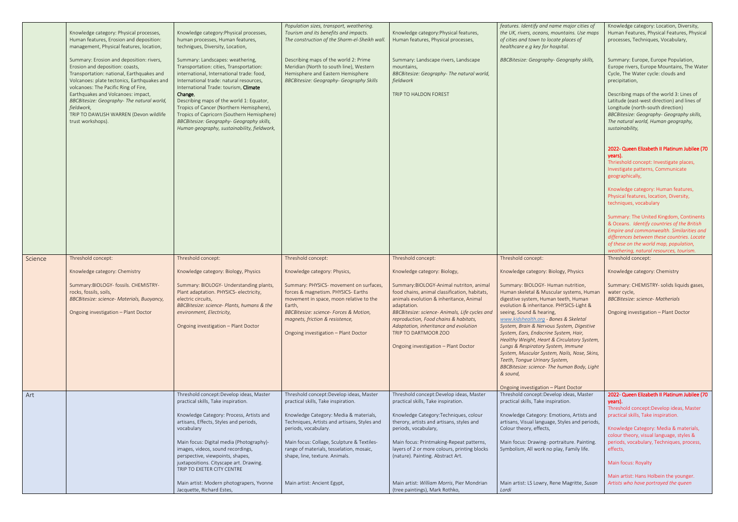| | | | | | | |
|---|---|---|---|---|---|---|
| | Knowledge category: Physical processes, Human features, Erosion and deposition: management, Physical features, location,<br><br>Summary: Erosion and deposition: rivers, Erosion and deposition: coasts, Transportation: national, Earthquakes and Volcanoes: plate tectonics, Earthquakes and volcanoes: The Pacific Ring of Fire, Earthquakes and Volcanoes: impact, *BBCBitesize: Geography- The natural world, fieldwork,*<br>TRIP TO DAWLISH WARREN (Devon wildlife trust workshops). | Knowledge category:Physical processes, human processes, Human features, technigues, Diversity, Location,<br><br>Summary: Landscapes: weathering, Transportation: cities, Transportation: international, International trade: food, International trade: natural resources, International Trade: tourism, **Climate Change**,<br>Describing maps of the world 1: Equator, Tropics of Cancer (Northern Hemisphere), Tropics of Capricorn (Southern Hemisphere)<br>*BBCBitesize: Geography- Geography skills, Human geography, sustainability, fieldwork,* | *Population sizes, transport, weathering. Tourism and its benefits and impacts. The construction of the Sharm-el-Sheikh wall.*<br><br>Describing maps of the world 2: Prime Meridian (North to south line), Western Hemisphere and Eastern Hemisphere<br>*BBCBitesize: Geography- Geography Skills* | Knowledge category:Physical features, Human features, Physical processes,<br><br>Summary: Landscape rivers, Landscape mountains,<br>*BBCBitesize: Geography- The natural world, fieldwork*<br><br>TRIP TO HALDON FOREST | *features. Identify and name major cities of the UK, rivers, oceans, mountains. Use maps of cities and town to locate places of healthcare e.g key for hospital.*<br><br>*BBCBitesize: Geography- Geography skills,* | Knowledge category: Location, Diversity, Human Features, Physical Features, Physical processes, Techniques, Vocabulary,<br><br>Summary: Europe, Europe Population, Europe rivers, Europe Mountains, The Water Cycle, The Water cycle: clouds and precipitation,<br><br>Describing maps of the world 3: Lines of Latitude (east-west direction) and lines of Longitude (north-south direction)<br>*BBCBitesize: Geography- Geography skills, The natural world, Human geography, sustainability,*<br><br>**2022- Queen Elizabeth II Platinum Jubilee (70 years).**<br>Thrieshold concept: Investigate places, Investigate patterns, Communicate geographically,<br><br>Knowledge category: Human features, Physical features, location, Diversity, techniques, vocabulary<br><br>Summary: The United Kingdom, Continents & Oceans. *Identify countries of the British Empire and commonwealth. Similarities and differences between these countries. Locate of these on the world map, population, weathering, natural resources, tourism.* |
| Science | Threshold concept:<br><br>Knowledge category: Chemistry<br><br>Summary:BIOLOGY- fossils. CHEMISTRY- rocks, fossils, soils,<br>*BBCBitesize: science- Materials, Buoyancy,*<br><br>Ongoing investigation – Plant Doctor | Threshold concept:<br><br>Knowledge category: Biology, Physics<br><br>Summary: BIOLOGY- Understanding plants, Plant adaptation. PHYSICS- electricity, electric circuits,<br>*BBCBitesize: science- Plants, humans & the environment, Electricity,*<br><br>Ongoing investigation – Plant Doctor | Threshold concept:<br><br>Knowledge category: Physics,<br><br>Summary: PHYSICS- movement on surfaces, forces & magnetism. PHYSICS- Earths movement in space, moon relative to the Earth,<br>*BBCBitesize: science- Forces & Motion, magnets, friction & resistence,*<br><br>Ongoing investigation – Plant Doctor | Threshold concept:<br><br>Knowledge category: Biology,<br><br>Summary:BIOLOGY-Animal nutriton, animal food chains, animal classification, habitats, animals evolution & inheritance, Animal adaptation.<br>*BBCBitesize: science- Animals, Life cycles and reproduction, Food chains & habitats, Adaptation, inheritance and evolution*<br>TRIP TO DARTMOOR ZOO<br><br>Ongoing investigation – Plant Doctor | Threshold concept:<br><br>Knowledge category: Biology, Physics<br><br>Summary: BIOLOGY- Human nutrition, Human skeletal & Muscular systems, Human digestive system, Human teeth, Human evolution & inheritance. PHYSICS-Light & seeing, Sound & hearing,<br>*www.kidshealth.org - Bones & Skeletal System, Brain & Nervous System, Digestive System, Ears, Endocrine System, Hair, Healthy Weight, Heart & Circulatory System, Lungs & Respiratory System, Immune System, Muscular System, Nails, Nose, Skins, Teeth, Tongue Urinary System,*<br>*BBCBitesize: science- The human Body, Light & sound,*<br><br>Ongoing investigation – Plant Doctor | Threshold concept:<br><br>Knowledge category: Chemistry<br><br>Summary: CHEMISTRY- solids liquids gases, water cycle,<br>*BBCBitesize: science- Matherials*<br><br>Ongoing investigation – Plant Doctor |
| Art | | Threshold concept:Develop ideas, Master practical skills, Take inspiration.<br><br>Knowledge Category: Process, Artists and artisans, Effects, Styles and periods, vocabulary<br><br>Main focus: Digital media (Photography)- images, videos, sound recordings, perspective, viewpoints, shapes, juxtapositions. Cityscape art. Drawing.<br>TRIP TO EXETER CITY CENTRE<br><br>Main artist: Modern photograpers, Yvonne Jacquette, Richard Estes, | Threshold concept:Develop ideas, Master practical skills, Take inspiration.<br><br>Knowledge Category: Media & materials, Techniques, Artists and artisans, Styles and periods, vocabulary.<br><br>Main focus: Collage, Sculpture & Textiles- range of materials, tesselation, mosaic, shape, line, texture. Animals.<br><br>Main artist: Ancient Egypt, | Threshold concept:Develop ideas, Master practical skills, Take inspiration.<br><br>Knowledge Category:Techniques, colour theory, artists and artisans, styles and periods, vocabulary,<br><br>Main focus: Printmaking-Repeat patterns, layers of 2 or more colours, printing blocks (nature). Painting. Abstract Art.<br><br>Main artist: *William Morris*, Pier Mondrian (tree paintings), Mark Rothko, | Threshold concept:Develop ideas, Master practical skills, Take inspiration.<br><br>Knowledge Category: Emotions, Artists and artisans, Visual language, Styles and periods, Colour theory, effects,<br><br>Main focus: Drawing- portraiture. Painting. Symbolism, All work no play, Family life.<br><br>Main artist: LS Lowry, Rene Magritte, *Susan Lordi* | **2022- Queen Elizabeth II Platinum Jubilee (70 years).**<br>Threshold concept:Develop ideas, Master practical skills, Take inspiration.<br><br>Knowledge Category: Media & materials, colour theory, visual language, styles & periods, vocabulary, Techniques, process, effects,<br><br>Main focus: Royalty<br><br>Main artist: Hans Holbein the younger. *Artists who have portrayed the queen* |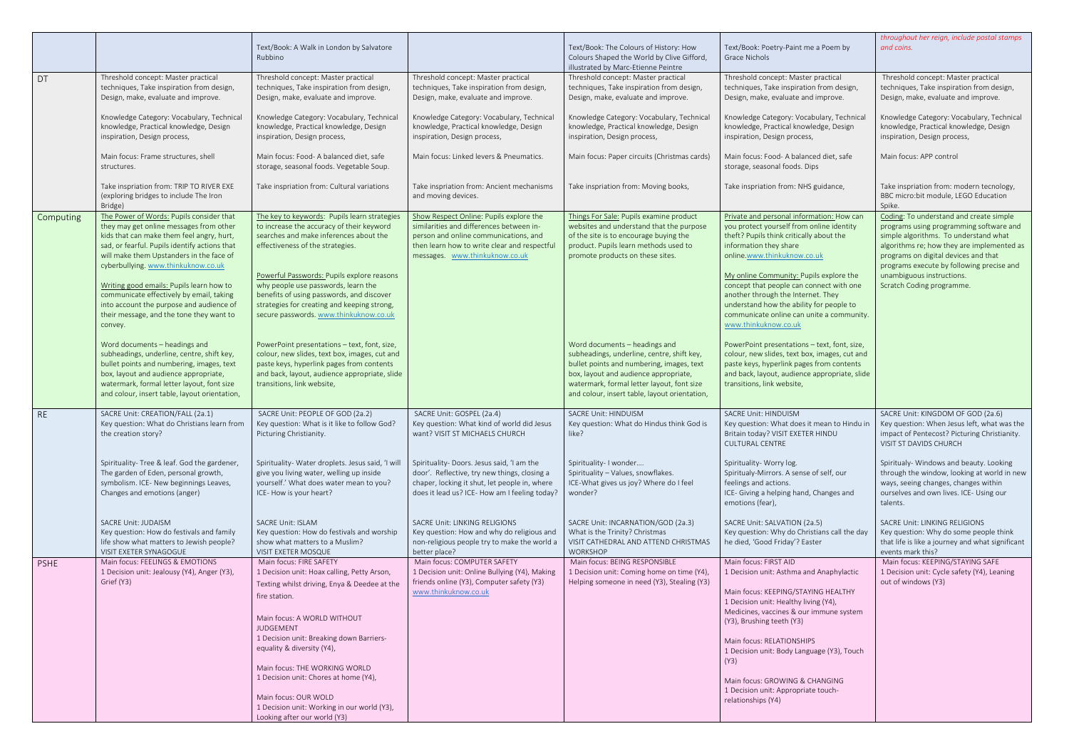| | | | | | | |
|---|---|---|---|---|---|---|
| | | Text/Book: A Walk in London by Salvatore Rubbino | | Text/Book: The Colours of History: How Colours Shaped the World by Clive Gifford, illustrated by Marc-Etienne Peintre | Text/Book: Poetry-Paint me a Poem by Grace Nichols | *throughout her reign, include postal stamps and coins.* |
| DT | Threshold concept: Master practical techniques, Take inspiration from design, Design, make, evaluate and improve.<br><br>Knowledge Category: Vocabulary, Technical knowledge, Practical knowledge, Design inspiration, Design process,<br><br>Main focus: Frame structures, shell structures.<br><br>Take inspriation from: TRIP TO RIVER EXE (exploring bridges to include The Iron Bridge) | Threshold concept: Master practical techniques, Take inspiration from design, Design, make, evaluate and improve.<br><br>Knowledge Category: Vocabulary, Technical knowledge, Practical knowledge, Design inspiration, Design process,<br><br>Main focus: Food- A balanced diet, safe storage, seasonal foods. Vegetable Soup.<br><br>Take inspriation from: Cultural variations | Threshold concept: Master practical techniques, Take inspiration from design, Design, make, evaluate and improve.<br><br>Knowledge Category: Vocabulary, Technical knowledge, Practical knowledge, Design inspiration, Design process,<br><br>Main focus: Linked levers & Pneumatics.<br><br>Take inspriation from: Ancient mechanisms and moving devices. | Threshold concept: Master practical techniques, Take inspiration from design, Design, make, evaluate and improve.<br><br>Knowledge Category: Vocabulary, Technical knowledge, Practical knowledge, Design inspiration, Design process,<br><br>Main focus: Paper circuits (Christmas cards)<br><br>Take inspriation from: Moving books, | Threshold concept: Master practical techniques, Take inspiration from design, Design, make, evaluate and improve.<br><br>Knowledge Category: Vocabulary, Technical knowledge, Practical knowledge, Design inspiration, Design process,<br><br>Main focus: Food- A balanced diet, safe storage, seasonal foods. Dips<br><br>Take inspriation from: NHS guidance, | Threshold concept: Master practical techniques, Take inspiration from design, Design, make, evaluate and improve.<br><br>Knowledge Category: Vocabulary, Technical knowledge, Practical knowledge, Design inspiration, Design process,<br><br>Main focus: APP control<br><br>Take inspriation from: modern tecnology, BBC micro:bit module, LEGO Education Spike. |
| Computing | The Power of Words: Pupils consider that they may get online messages from other kids that can make them feel angry, hurt, sad, or fearful. Pupils identify actions that will make them Upstanders in the face of cyberbullying. www.thinkuknow.co.uk<br><br>Writing good emails: Pupils learn how to communicate effectively by email, taking into account the purpose and audience of their message, and the tone they want to convey.<br><br>Word documents – headings and subheadings, underline, centre, shift key, bullet points and numbering, images, text box, layout and audience appropriate, watermark, formal letter layout, font size and colour, insert table, layout orientation, | The key to keywords: Pupils learn strategies to increase the accuracy of their keyword searches and make inferences about the effectiveness of the strategies.<br><br>Powerful Passwords: Pupils explore reasons why people use passwords, learn the benefits of using passwords, and discover strategies for creating and keeping strong, secure passwords. www.thinkuknow.co.uk<br><br>PowerPoint presentations – text, font, size, colour, new slides, text box, images, cut and paste keys, hyperlink pages from contents and back, layout, audience appropriate, slide transitions, link website, | Show Respect Online: Pupils explore the similarities and differences between in-person and online communications, and then learn how to write clear and respectful messages. www.thinkuknow.co.uk | Things For Sale: Pupils examine product websites and understand that the purpose of the site is to encourage buying the product. Pupils learn methods used to promote products on these sites.<br><br>Word documents – headings and subheadings, underline, centre, shift key, bullet points and numbering, images, text box, layout and audience appropriate, watermark, formal letter layout, font size and colour, insert table, layout orientation, | Private and personal information: How can you protect yourself from online identity theft? Pupils think critically about the information they share online.www.thinkuknow.co.uk<br><br>My online Community: Pupils explore the concept that people can connect with one another through the Internet. They understand how the ability for people to communicate online can unite a community. www.thinkuknow.co.uk<br><br>PowerPoint presentations – text, font, size, colour, new slides, text box, images, cut and paste keys, hyperlink pages from contents and back, layout, audience appropriate, slide transitions, link website, | Coding: To understand and create simple programs using programming software and simple algorithms. To understand what algorithms re; how they are implemented as programs on digital devices and that programs execute by following precise and unambiguous instructions.<br>Scratch Coding programme. |
| RE | SACRE Unit: CREATION/FALL (2a.1)<br>Key question: What do Christians learn from the creation story?<br><br>Spirituality- Tree & leaf. God the gardener, The garden of Eden, personal growth, symbolism. ICE- New beginnings Leaves, Changes and emotions (anger)<br><br>SACRE Unit: JUDAISM<br>Key question: How do festivals and family life show what matters to Jewish people? VISIT EXETER SYNAGOGUE | SACRE Unit: PEOPLE OF GOD (2a.2)<br>Key question: What is it like to follow God? Picturing Christianity.<br><br>Spirituality- Water droplets. Jesus said, 'I will give you living water, welling up inside yourself.' What does water mean to you? ICE- How is your heart?<br><br>SACRE Unit: ISLAM<br>Key question: How do festivals and worship show what matters to a Muslim?<br>VISIT EXETER MOSQUE | SACRE Unit: GOSPEL (2a.4)<br>Key question: What kind of world did Jesus want? VISIT ST MICHAELS CHURCH<br><br>Spirituality- Doors. Jesus said, 'I am the door'. Reflective, try new things, closing a chaper, locking it shut, let people in, where does it lead us? ICE- How am I feeling today?<br><br>SACRE Unit: LINKING RELIGIONS<br>Key question: How and why do religious and non-religious people try to make the world a better place? | SACRE Unit: HINDUISM<br>Key question: What do Hindus think God is like?<br><br>Spirituality- I wonder….<br>Spirituality – Values, snowflakes.<br>ICE-What gives us joy? Where do I feel wonder?<br><br>SACRE Unit: INCARNATION/GOD (2a.3)<br>What is the Trinity? Christmas<br>VISIT CATHEDRAL AND ATTEND CHRISTMAS WORKSHOP | SACRE Unit: HINDUISM<br>Key question: What does it mean to Hindu in Britain today? VISIT EXETER HINDU CULTURAL CENTRE<br><br>Spirituality- Worry log.<br>Spiritualy-Mirrors. A sense of self, our feelings and actions.<br>ICE- Giving a helping hand, Changes and emotions (fear),<br><br>SACRE Unit: SALVATION (2a.5)<br>Key question: Why do Christians call the day he died, 'Good Friday'? Easter | SACRE Unit: KINGDOM OF GOD (2a.6)<br>Key question: When Jesus left, what was the impact of Pentecost? Picturing Christianity. VISIT ST DAVIDS CHURCH<br><br>Spiritualy- Windows and beauty. Looking through the window, looking at world in new ways, seeing changes, changes within ourselves and own lives. ICE- Using our talents.<br><br>SACRE Unit: LINKING RELIGIONS<br>Key question: Why do some people think that life is like a journey and what significant events mark this? |
| PSHE | Main focus: FEELINGS & EMOTIONS<br>1 Decision unit: Jealousy (Y4), Anger (Y3), Grief (Y3) | Main focus: FIRE SAFETY<br>1 Decision unit: Hoax calling, Petty Arson, Texting whilst driving, Enya & Deedee at the fire station.<br><br>Main focus: A WORLD WITHOUT JUDGEMENT<br>1 Decision unit: Breaking down Barriers-equality & diversity (Y4),<br><br>Main focus: THE WORKING WORLD<br>1 Decision unit: Chores at home (Y4),<br><br>Main focus: OUR WOLD<br>1 Decision unit: Working in our world (Y3), Looking after our world (Y3) | Main focus: COMPUTER SAFETY<br>1 Decision unit: Online Bullying (Y4), Making friends online (Y3), Computer safety (Y3)<br>www.thinkuknow.co.uk | Main focus: BEING RESPONSIBLE<br>1 Decision unit: Coming home on time (Y4), Helping someone in need (Y3), Stealing (Y3) | Main focus: FIRST AID<br>1 Decision unit: Asthma and Anaphylactic<br><br>Main focus: KEEPING/STAYING HEALTHY<br>1 Decision unit: Healthy living (Y4), Medicines, vaccines & our immune system (Y3), Brushing teeth (Y3)<br><br>Main focus: RELATIONSHIPS<br>1 Decision unit: Body Language (Y3), Touch (Y3)<br><br>Main focus: GROWING & CHANGING<br>1 Decision unit: Appropriate touch-relationships (Y4) | Main focus: KEEPING/STAYING SAFE<br>1 Decision unit: Cycle safety (Y4), Leaning out of windows (Y3) |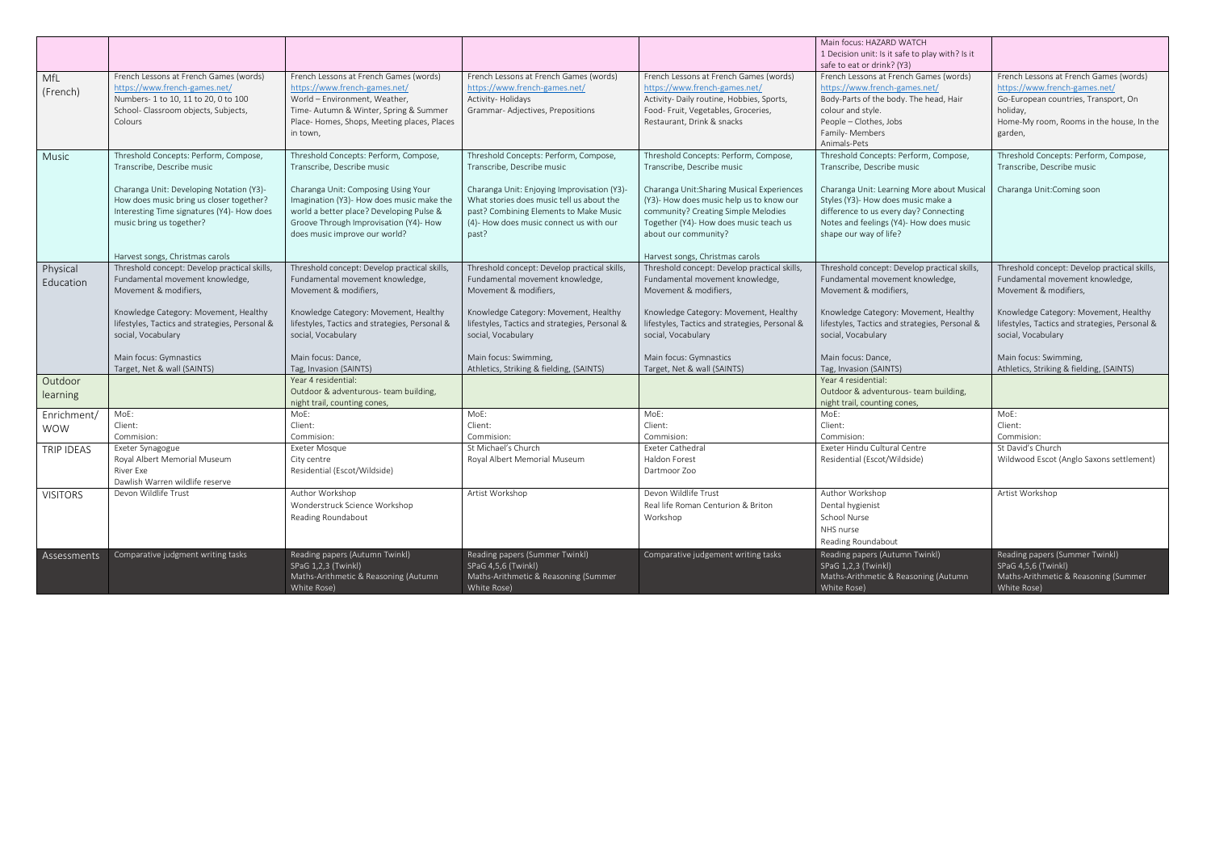| | | | | | | |
|---|---|---|---|---|---|---|
| | | | | | Main focus: HAZARD WATCH<br>1 Decision unit: Is it safe to play with? Is it safe to eat or drink? (Y3) | |
| MfL (French) | French Lessons at French Games (words)<br>https://www.french-games.net/<br>Numbers- 1 to 10, 11 to 20, 0 to 100<br>School- Classroom objects, Subjects, Colours | French Lessons at French Games (words)<br>https://www.french-games.net/<br>World – Environment, Weather,<br>Time- Autumn & Winter, Spring & Summer<br>Place- Homes, Shops, Meeting places, Places in town, | French Lessons at French Games (words)<br>https://www.french-games.net/<br>Activity- Holidays<br>Grammar- Adjectives, Prepositions | French Lessons at French Games (words)<br>https://www.french-games.net/<br>Activity- Daily routine, Hobbies, Sports,<br>Food- Fruit, Vegetables, Groceries, Restaurant, Drink & snacks | French Lessons at French Games (words)<br>https://www.french-games.net/<br>Body-Parts of the body. The head, Hair colour and style.<br>People – Clothes, Jobs<br>Family- Members<br>Animals-Pets | French Lessons at French Games (words)<br>https://www.french-games.net/<br>Go-European countries, Transport, On holiday,<br>Home-My room, Rooms in the house, In the garden, |
| Music | Threshold Concepts: Perform, Compose, Transcribe, Describe music<br><br>Charanga Unit: Developing Notation (Y3)- How does music bring us closer together? Interesting Time signatures (Y4)- How does music bring us together?<br><br>Harvest songs, Christmas carols | Threshold Concepts: Perform, Compose, Transcribe, Describe music<br><br>Charanga Unit: Composing Using Your Imagination (Y3)- How does music make the world a better place? Developing Pulse & Groove Through Improvisation (Y4)- How does music improve our world? | Threshold Concepts: Perform, Compose, Transcribe, Describe music<br><br>Charanga Unit: Enjoying Improvisation (Y3)- What stories does music tell us about the past? Combining Elements to Make Music (4)- How does music connect us with our past? | Threshold Concepts: Perform, Compose, Transcribe, Describe music<br><br>Charanga Unit:Sharing Musical Experiences (Y3)- How does music help us to know our community? Creating Simple Melodies Together (Y4)- How does music teach us about our community?<br><br>Harvest songs, Christmas carols | Threshold Concepts: Perform, Compose, Transcribe, Describe music<br><br>Charanga Unit: Learning More about Musical Styles (Y3)- How does music make a difference to us every day? Connecting Notes and feelings (Y4)- How does music shape our way of life? | Threshold Concepts: Perform, Compose, Transcribe, Describe music<br><br>Charanga Unit:Coming soon |
| Physical Education | Threshold concept: Develop practical skills, Fundamental movement knowledge, Movement & modifiers,<br><br>Knowledge Category: Movement, Healthy lifestyles, Tactics and strategies, Personal & social, Vocabulary<br><br>Main focus: Gymnastics<br>Target, Net & wall (SAINTS) | Threshold concept: Develop practical skills, Fundamental movement knowledge, Movement & modifiers,<br><br>Knowledge Category: Movement, Healthy lifestyles, Tactics and strategies, Personal & social, Vocabulary<br><br>Main focus: Dance,<br>Tag, Invasion (SAINTS) | Threshold concept: Develop practical skills, Fundamental movement knowledge, Movement & modifiers,<br><br>Knowledge Category: Movement, Healthy lifestyles, Tactics and strategies, Personal & social, Vocabulary<br><br>Main focus: Swimming,<br>Athletics, Striking & fielding, (SAINTS) | Threshold concept: Develop practical skills, Fundamental movement knowledge, Movement & modifiers,<br><br>Knowledge Category: Movement, Healthy lifestyles, Tactics and strategies, Personal & social, Vocabulary<br><br>Main focus: Gymnastics<br>Target, Net & wall (SAINTS) | Threshold concept: Develop practical skills, Fundamental movement knowledge, Movement & modifiers,<br><br>Knowledge Category: Movement, Healthy lifestyles, Tactics and strategies, Personal & social, Vocabulary<br><br>Main focus: Dance,<br>Tag, Invasion (SAINTS) | Threshold concept: Develop practical skills, Fundamental movement knowledge, Movement & modifiers,<br><br>Knowledge Category: Movement, Healthy lifestyles, Tactics and strategies, Personal & social, Vocabulary<br><br>Main focus: Swimming,<br>Athletics, Striking & fielding, (SAINTS) |
| Outdoor learning | | Year 4 residential:<br>Outdoor & adventurous- team building, night trail, counting cones, | | | Year 4 residential:<br>Outdoor & adventurous- team building, night trail, counting cones, | |
| Enrichment/ WOW | MoE:<br>Client:<br>Commision: | MoE:<br>Client:<br>Commision: | MoE:<br>Client:<br>Commision: | MoE:<br>Client:<br>Commision: | MoE:<br>Client:<br>Commision: | MoE:<br>Client:<br>Commision: |
| TRIP IDEAS | Exeter Synagogue<br>Royal Albert Memorial Museum<br>River Exe<br>Dawlish Warren wildlife reserve | Exeter Mosque<br>City centre<br>Residential (Escot/Wildside) | St Michael's Church<br>Royal Albert Memorial Museum | Exeter Cathedral<br>Haldon Forest<br>Dartmoor Zoo | Exeter Hindu Cultural Centre<br>Residential (Escot/Wildside) | St David's Church<br>Wildwood Escot (Anglo Saxons settlement) |
| VISITORS | Devon Wildlife Trust | Author Workshop<br>Wonderstruck Science Workshop<br>Reading Roundabout | Artist Workshop | Devon Wildlife Trust<br>Real life Roman Centurion & Briton Workshop | Author Workshop<br>Dental hygienist<br>School Nurse<br>NHS nurse<br>Reading Roundabout | Artist Workshop |
| Assessments | Comparative judgment writing tasks | Reading papers (Autumn Twinkl)<br>SPaG 1,2,3 (Twinkl)<br>Maths-Arithmetic & Reasoning (Autumn White Rose) | Reading papers (Summer Twinkl)<br>SPaG 4,5,6 (Twinkl)<br>Maths-Arithmetic & Reasoning (Summer White Rose) | Comparative judgement writing tasks | Reading papers (Autumn Twinkl)<br>SPaG 1,2,3 (Twinkl)<br>Maths-Arithmetic & Reasoning (Autumn White Rose) | Reading papers (Summer Twinkl)<br>SPaG 4,5,6 (Twinkl)<br>Maths-Arithmetic & Reasoning (Summer White Rose) |